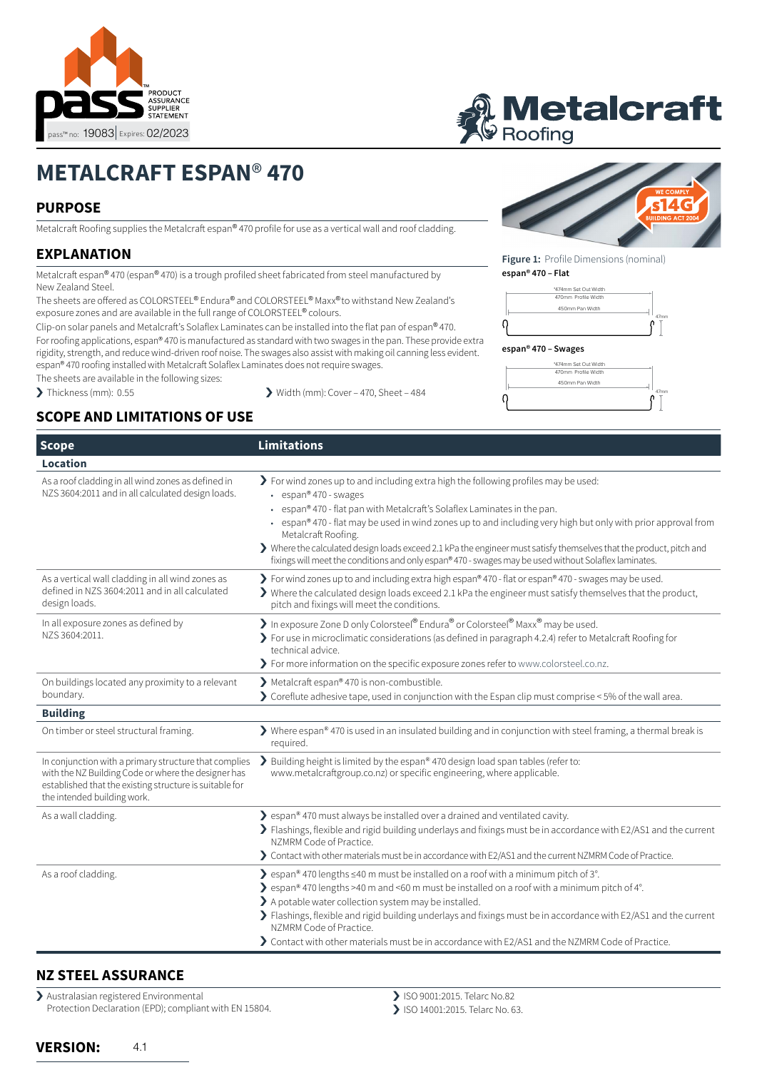pass™ PRODUCT ASSURANCE SUPPLIER STATEMENT

pass™ no: 19083 | Expires: 02/2023

Metalcraft Roofing

# METALCRAFT ESPAN® 470

## PURPOSE

Metalcraft Roofing supplies the Metalcraft espan® 470 profile for use as a vertical wall and roof cladding.

## EXPLANATION

Metalcraft espan® 470 (espan® 470) is a trough profiled sheet fabricated from steel manufactured by New Zealand Steel.

The sheets are offered as COLORSTEEL® Endura® and COLORSTEEL® Maxx® to withstand New Zealand's exposure zones and are available in the full range of COLORSTEEL® colours.

Clip-on solar panels and Metalcraft's Solaflex Laminates can be installed into the flat pan of espan® 470.

For roofing applications, espan® 470 is manufactured as standard with two swages in the pan. These provide extra rigidity, strength, and reduce wind-driven roof noise. The swages also assist with making oil canning less evident. espan® 470 roofing installed with Metalcraft Solaflex Laminates does not require swages.

The sheets are available in the following sizes:

- Thickness (mm): 0.55
- Width (mm): Cover – 470, Sheet – 484

**Figure 1:** Profile Dimensions (nominal)

**espan® 470 – Flat**

*474mm Set Out Width; 470mm Profile Width; 450mm Pan Width; 47mm

**espan® 470 – Swages**

*474mm Set Out Width; 470mm Profile Width; 450mm Pan Width; 47mm

## SCOPE AND LIMITATIONS OF USE

| Scope | Limitations |
|---|---|
| **Location** | |
| As a roof cladding in all wind zones as defined in NZS 3604:2011 and in all calculated design loads. | For wind zones up to and including extra high the following profiles may be used:<br>• espan® 470 - swages<br>• espan® 470 - flat pan with Metalcraft's Solaflex Laminates in the pan.<br>• espan® 470 - flat may be used in wind zones up to and including very high but only with prior approval from Metalcraft Roofing.<br>Where the calculated design loads exceed 2.1 kPa the engineer must satisfy themselves that the product, pitch and fixings will meet the conditions and only espan® 470 - swages may be used without Solaflex laminates. |
| As a vertical wall cladding in all wind zones as defined in NZS 3604:2011 and in all calculated design loads. | For wind zones up to and including extra high espan® 470 - flat or espan® 470 - swages may be used.<br>Where the calculated design loads exceed 2.1 kPa the engineer must satisfy themselves that the product, pitch and fixings will meet the conditions. |
| In all exposure zones as defined by NZS 3604:2011. | In exposure Zone D only Colorsteel® Endura® or Colorsteel® Maxx® may be used.<br>For use in microclimatic considerations (as defined in paragraph 4.2.4) refer to Metalcraft Roofing for technical advice.<br>For more information on the specific exposure zones refer to www.colorsteel.co.nz. |
| On buildings located any proximity to a relevant boundary. | Metalcraft espan® 470 is non-combustible.<br>Coreflute adhesive tape, used in conjunction with the Espan clip must comprise < 5% of the wall area. |
| **Building** | |
| On timber or steel structural framing. | Where espan® 470 is used in an insulated building and in conjunction with steel framing, a thermal break is required. |
| In conjunction with a primary structure that complies with the NZ Building Code or where the designer has established that the existing structure is suitable for the intended building work. | Building height is limited by the espan® 470 design load span tables (refer to: www.metalcraftgroup.co.nz) or specific engineering, where applicable. |
| As a wall cladding. | espan® 470 must always be installed over a drained and ventilated cavity.<br>Flashings, flexible and rigid building underlays and fixings must be in accordance with E2/AS1 and the current NZMRM Code of Practice.<br>Contact with other materials must be in accordance with E2/AS1 and the current NZMRM Code of Practice. |
| As a roof cladding. | espan® 470 lengths ≤40 m must be installed on a roof with a minimum pitch of 3°.<br>espan® 470 lengths >40 m and <60 m must be installed on a roof with a minimum pitch of 4°.<br>A potable water collection system may be installed.<br>Flashings, flexible and rigid building underlays and fixings must be in accordance with E2/AS1 and the current NZMRM Code of Practice.<br>Contact with other materials must be in accordance with E2/AS1 and the NZMRM Code of Practice. |

## NZ STEEL ASSURANCE

- Australasian registered Environmental Protection Declaration (EPD); compliant with EN 15804.
- ISO 9001:2015. Telarc No.82
- ISO 14001:2015. Telarc No. 63.

**VERSION:** 4.1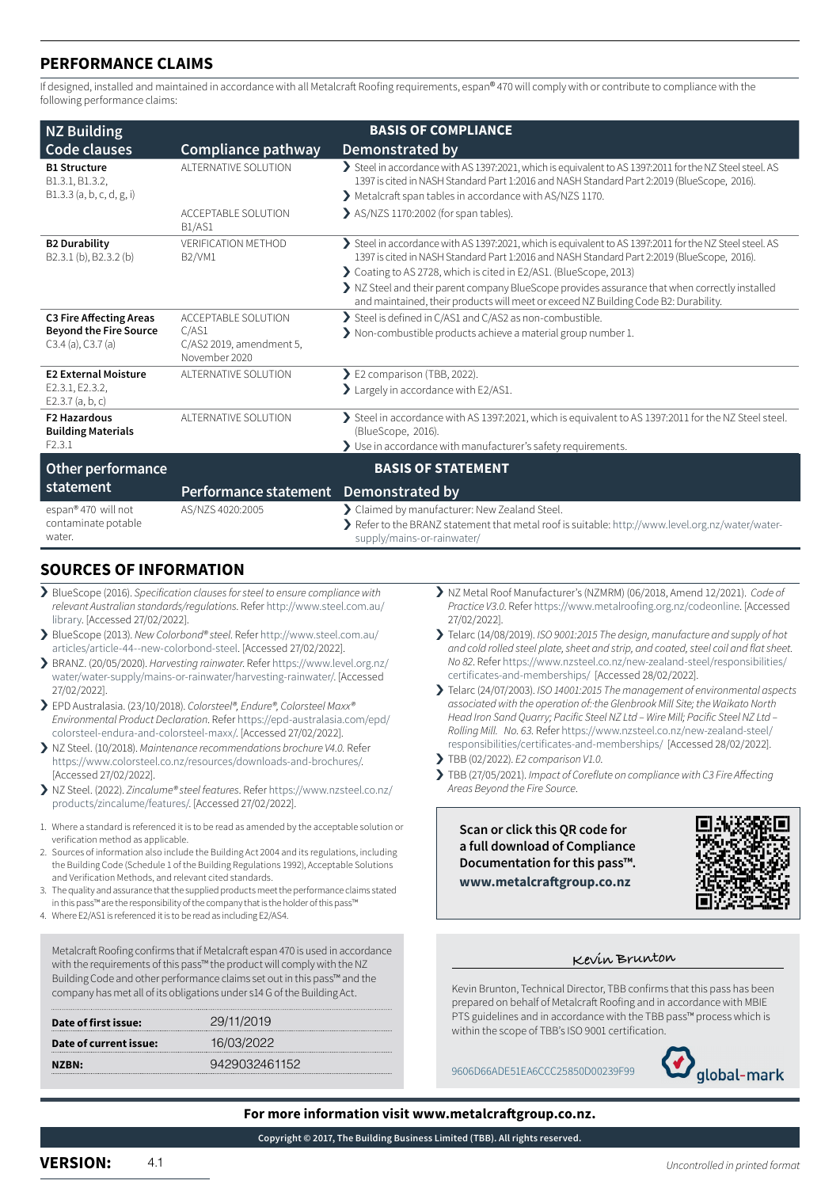## PERFORMANCE CLAIMS

If designed, installed and maintained in accordance with all Metalcraft Roofing requirements, espan® 470 will comply with or contribute to compliance with the following performance claims:

| NZ Building Code clauses | Compliance pathway | BASIS OF COMPLIANCE Demonstrated by |
|---|---|---|
| **B1 Structure** B1.3.1, B1.3.2, B1.3.3 (a, b, c, d, g, i) | ALTERNATIVE SOLUTION | Steel in accordance with AS 1397:2021, which is equivalent to AS 1397:2011 for the NZ Steel steel. AS 1397 is cited in NASH Standard Part 1:2016 and NASH Standard Part 2:2019 (BlueScope, 2016). Metalcraft span tables in accordance with AS/NZS 1170. |
| | ACCEPTABLE SOLUTION B1/AS1 | AS/NZS 1170:2002 (for span tables). |
| **B2 Durability** B2.3.1 (b), B2.3.2 (b) | VERIFICATION METHOD B2/VM1 | Steel in accordance with AS 1397:2021, which is equivalent to AS 1397:2011 for the NZ Steel steel. AS 1397 is cited in NASH Standard Part 1:2016 and NASH Standard Part 2:2019 (BlueScope, 2016). Coating to AS 2728, which is cited in E2/AS1. (BlueScope, 2013) NZ Steel and their parent company BlueScope provides assurance that when correctly installed and maintained, their products will meet or exceed NZ Building Code B2: Durability. |
| **C3 Fire Affecting Areas Beyond the Fire Source** C3.4 (a), C3.7 (a) | ACCEPTABLE SOLUTION C/AS1 C/AS2 2019, amendment 5, November 2020 | Steel is defined in C/AS1 and C/AS2 as non-combustible. Non-combustible products achieve a material group number 1. |
| **E2 External Moisture** E2.3.1, E2.3.2, E2.3.7 (a, b, c) | ALTERNATIVE SOLUTION | E2 comparison (TBB, 2022). Largely in accordance with E2/AS1. |
| **F2 Hazardous Building Materials** F2.3.1 | ALTERNATIVE SOLUTION | Steel in accordance with AS 1397:2021, which is equivalent to AS 1397:2011 for the NZ Steel steel. (BlueScope, 2016). Use in accordance with manufacturer's safety requirements. |
| **Other performance statement** | **Performance statement** | **BASIS OF STATEMENT Demonstrated by** |
| espan® 470 will not contaminate potable water. | AS/NZS 4020:2005 | Claimed by manufacturer: New Zealand Steel. Refer to the BRANZ statement that metal roof is suitable: http://www.level.org.nz/water/water-supply/mains-or-rainwater/ |

## SOURCES OF INFORMATION

- BlueScope (2016). *Specification clauses for steel to ensure compliance with relevant Australian standards/regulations.* Refer http://www.steel.com.au/library. [Accessed 27/02/2022].
- BlueScope (2013). *New Colorbond® steel.* Refer http://www.steel.com.au/articles/article-44--new-colorbond-steel. [Accessed 27/02/2022].
- BRANZ. (20/05/2020). *Harvesting rainwater.* Refer https://www.level.org.nz/water/water-supply/mains-or-rainwater/harvesting-rainwater/. [Accessed 27/02/2022].
- EPD Australasia. (23/10/2018). *Colorsteel®, Endure®, Colorsteel Maxx® Environmental Product Declaration*. Refer https://epd-australasia.com/epd/colorsteel-endura-and-colorsteel-maxx/. [Accessed 27/02/2022].
- NZ Steel. (10/2018). *Maintenance recommendations brochure V4.0.* Refer https://www.colorsteel.co.nz/resources/downloads-and-brochures/. [Accessed 27/02/2022].
- NZ Steel. (2022). *Zincalume® steel features.* Refer https://www.nzsteel.co.nz/products/zincalume/features/. [Accessed 27/02/2022].
- NZ Metal Roof Manufacturer's (NZMRM) (06/2018, Amend 12/2021). *Code of Practice V3.0.* Refer https://www.metalroofing.org.nz/codeonline. [Accessed 27/02/2022].
- Telarc (14/08/2019). *ISO 9001:2015 The design, manufacture and supply of hot and cold rolled steel plate, sheet and strip, and coated, steel coil and flat sheet. No 82*. Refer https://www.nzsteel.co.nz/new-zealand-steel/responsibilities/certificates-and-memberships/ [Accessed 28/02/2022].
- Telarc (24/07/2003). *ISO 14001:2015 The management of environmental aspects associated with the operation of:the Glenbrook Mill Site; the Waikato North Head Iron Sand Quarry; Pacific Steel NZ Ltd – Wire Mill; Pacific Steel NZ Ltd – Rolling Mill. No. 63.* Refer https://www.nzsteel.co.nz/new-zealand-steel/responsibilities/certificates-and-memberships/ [Accessed 28/02/2022].
- TBB (02/2022). *E2 comparison V1.0.*
- TBB (27/05/2021). *Impact of Coreflute on compliance with C3 Fire Affecting Areas Beyond the Fire Source.*

1. Where a standard is referenced it is to be read as amended by the acceptable solution or verification method as applicable.
2. Sources of information also include the Building Act 2004 and its regulations, including the Building Code (Schedule 1 of the Building Regulations 1992), Acceptable Solutions and Verification Methods, and relevant cited standards.
3. The quality and assurance that the supplied products meet the performance claims stated in this pass™ are the responsibility of the company that is the holder of this pass™
4. Where E2/AS1 is referenced it is to be read as including E2/AS4.

**Scan or click this QR code for a full download of Compliance Documentation for this pass™.**
**www.metalcraftgroup.co.nz**

Metalcraft Roofing confirms that if Metalcraft espan 470 is used in accordance with the requirements of this pass™ the product will comply with the NZ Building Code and other performance claims set out in this pass™ and the company has met all of its obligations under s14 G of the Building Act.

| | |
|---|---|
| **Date of first issue:** | 29/11/2019 |
| **Date of current issue:** | 16/03/2022 |
| **NZBN:** | 9429032461152 |

Kevin Brunton

Kevin Brunton, Technical Director, TBB confirms that this pass has been prepared on behalf of Metalcraft Roofing and in accordance with MBIE PTS guidelines and in accordance with the TBB pass™ process which is within the scope of TBB's ISO 9001 certification.

9606D66ADE51EA6CCC25850D00239F99

global-mark

**For more information visit www.metalcraftgroup.co.nz.**

Copyright © 2017, The Building Business Limited (TBB). All rights reserved.

**VERSION:** 4.1

Uncontrolled in printed format